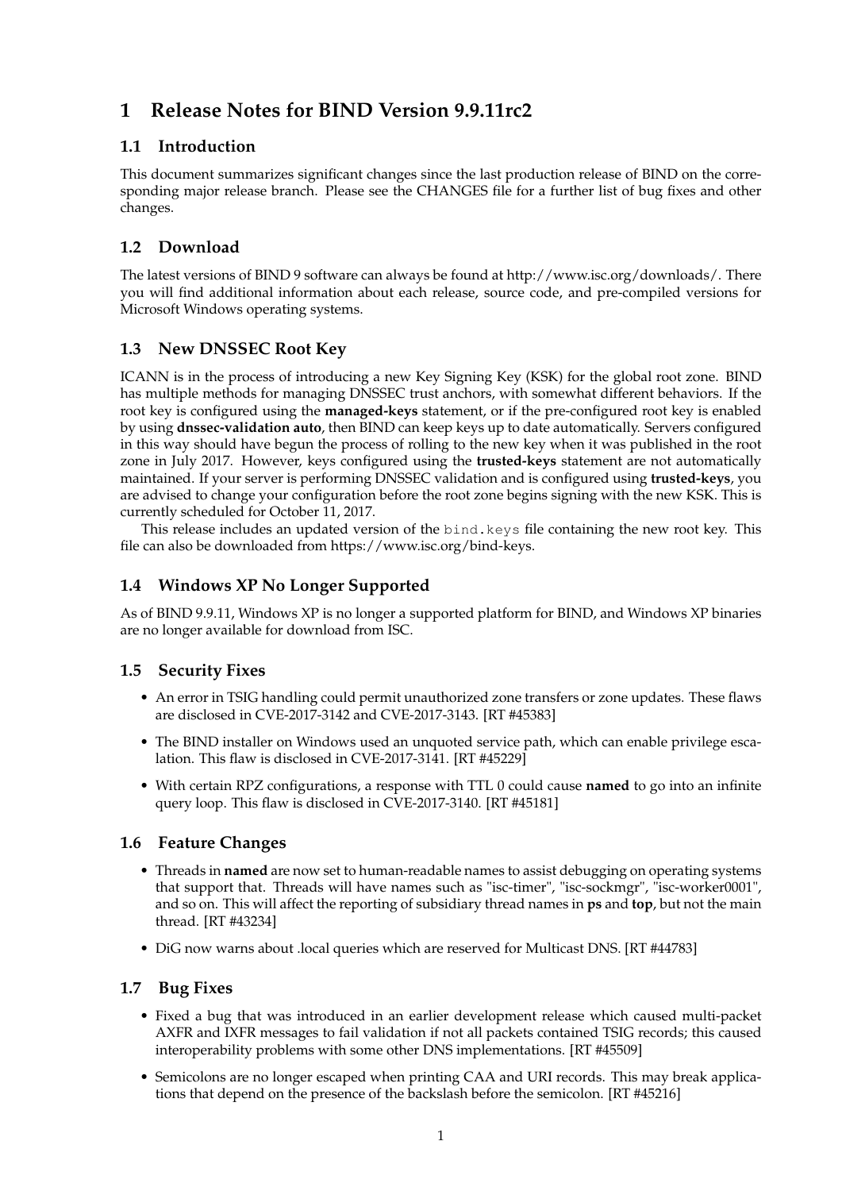# 1 Release Notes for BIND Version 9.9.11rc2

## 1.1 Introduction

This document summarizes significant changes since the last production release of BIND on the corresponding major release branch. Please see the CHANGES file for a further list of bug fixes and other changes.

## 1.2 Download

The latest versions of BIND 9 software can always be found at http://www.isc.org/downloads/. There you will find additional information about each release, source code, and pre-compiled versions for Microsoft Windows operating systems.

## 1.3 New DNSSEC Root Key

ICANN is in the process of introducing a new Key Signing Key (KSK) for the global root zone. BIND has multiple methods for managing DNSSEC trust anchors, with somewhat different behaviors. If the root key is configured using the **managed-keys** statement, or if the pre-configured root key is enabled by using **dnssec-validation auto**, then BIND can keep keys up to date automatically. Servers configured in this way should have begun the process of rolling to the new key when it was published in the root zone in July 2017. However, keys configured using the **trusted-keys** statement are not automatically maintained. If your server is performing DNSSEC validation and is configured using **trusted-keys**, you are advised to change your configuration before the root zone begins signing with the new KSK. This is currently scheduled for October 11, 2017.

This release includes an updated version of the `bind.keys` file containing the new root key. This file can also be downloaded from https://www.isc.org/bind-keys.

## 1.4 Windows XP No Longer Supported

As of BIND 9.9.11, Windows XP is no longer a supported platform for BIND, and Windows XP binaries are no longer available for download from ISC.

## 1.5 Security Fixes

- An error in TSIG handling could permit unauthorized zone transfers or zone updates. These flaws are disclosed in CVE-2017-3142 and CVE-2017-3143. [RT #45383]
- The BIND installer on Windows used an unquoted service path, which can enable privilege escalation. This flaw is disclosed in CVE-2017-3141. [RT #45229]
- With certain RPZ configurations, a response with TTL 0 could cause **named** to go into an infinite query loop. This flaw is disclosed in CVE-2017-3140. [RT #45181]

## 1.6 Feature Changes

- Threads in **named** are now set to human-readable names to assist debugging on operating systems that support that. Threads will have names such as "isc-timer", "isc-sockmgr", "isc-worker0001", and so on. This will affect the reporting of subsidiary thread names in **ps** and **top**, but not the main thread. [RT #43234]
- DiG now warns about .local queries which are reserved for Multicast DNS. [RT #44783]

## 1.7 Bug Fixes

- Fixed a bug that was introduced in an earlier development release which caused multi-packet AXFR and IXFR messages to fail validation if not all packets contained TSIG records; this caused interoperability problems with some other DNS implementations. [RT #45509]
- Semicolons are no longer escaped when printing CAA and URI records. This may break applications that depend on the presence of the backslash before the semicolon. [RT #45216]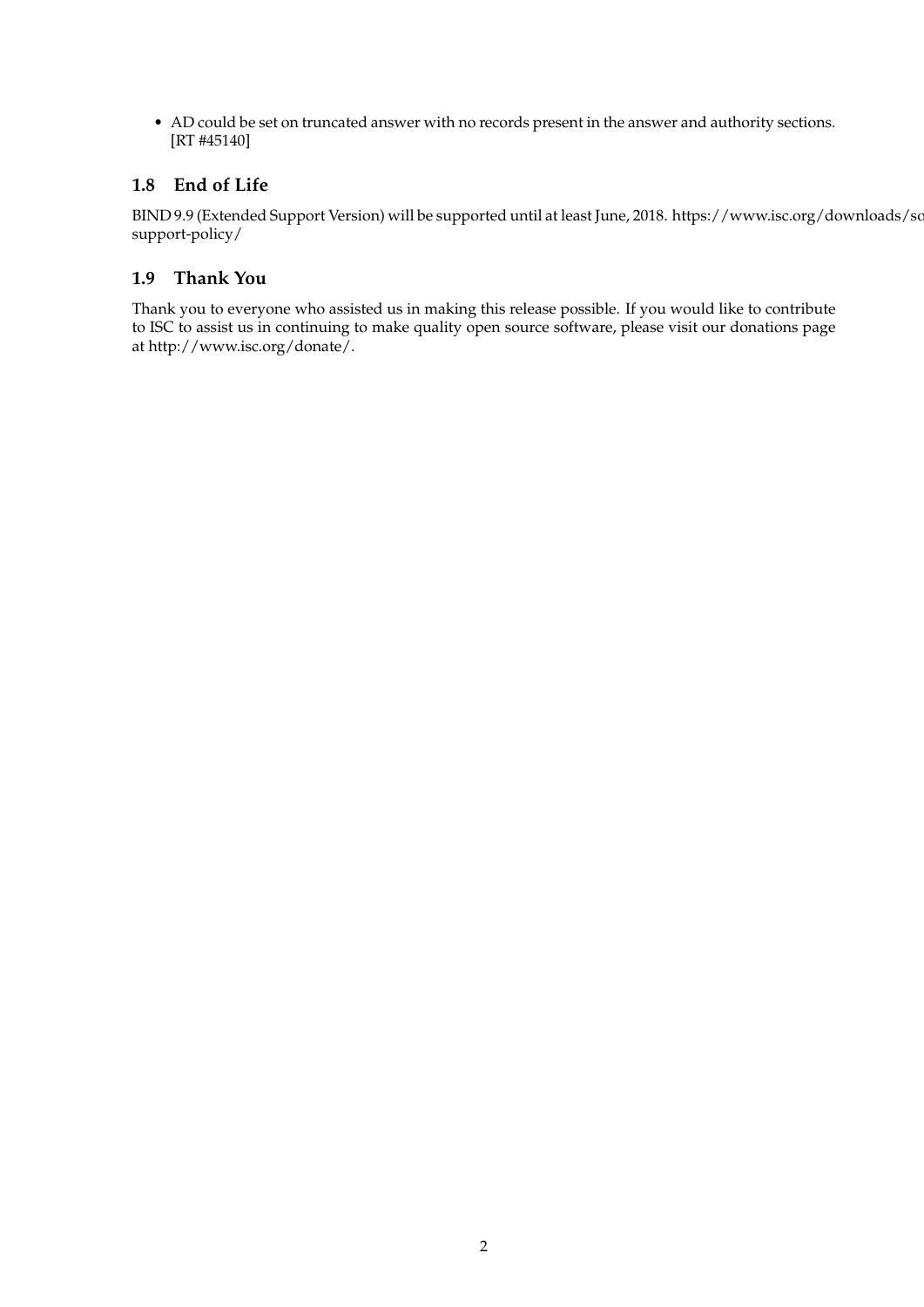- AD could be set on truncated answer with no records present in the answer and authority sections. [RT #45140]

## 1.8 End of Life

BIND 9.9 (Extended Support Version) will be supported until at least June, 2018. https://www.isc.org/downloads/software-support-policy/

## 1.9 Thank You

Thank you to everyone who assisted us in making this release possible. If you would like to contribute to ISC to assist us in continuing to make quality open source software, please visit our donations page at http://www.isc.org/donate/.